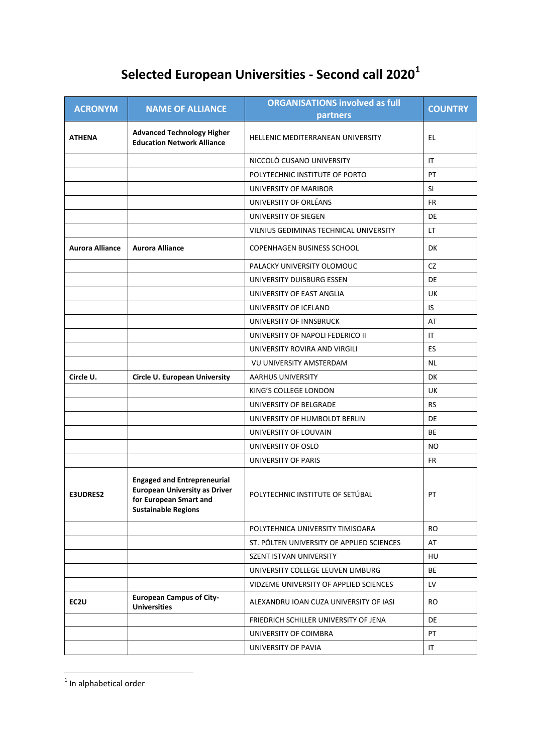# Selected European Universities - Second call 2020[1]

| ACRONYM | NAME OF ALLIANCE | ORGANISATIONS involved as full partners | COUNTRY |
|---|---|---|---|
| **ATHENA** | **Advanced Technology Higher Education Network Alliance** | HELLENIC MEDITERRANEAN UNIVERSITY | EL |
| | | NICCOLÒ CUSANO UNIVERSITY | IT |
| | | POLYTECHNIC INSTITUTE OF PORTO | PT |
| | | UNIVERSITY OF MARIBOR | SI |
| | | UNIVERSITY OF ORLÉANS | FR |
| | | UNIVERSITY OF SIEGEN | DE |
| | | VILNIUS GEDIMINAS TECHNICAL UNIVERSITY | LT |
| **Aurora Alliance** | **Aurora Alliance** | COPENHAGEN BUSINESS SCHOOL | DK |
| | | PALACKY UNIVERSITY OLOMOUC | CZ |
| | | UNIVERSITY DUISBURG ESSEN | DE |
| | | UNIVERSITY OF EAST ANGLIA | UK |
| | | UNIVERSITY OF ICELAND | IS |
| | | UNIVERSITY OF INNSBRUCK | AT |
| | | UNIVERSITY OF NAPOLI FEDERICO II | IT |
| | | UNIVERSITY ROVIRA AND VIRGILI | ES |
| | | VU UNIVERSITY AMSTERDAM | NL |
| **Circle U.** | **Circle U. European University** | AARHUS UNIVERSITY | DK |
| | | KING'S COLLEGE LONDON | UK |
| | | UNIVERSITY OF BELGRADE | RS |
| | | UNIVERSITY OF HUMBOLDT BERLIN | DE |
| | | UNIVERSITY OF LOUVAIN | BE |
| | | UNIVERSITY OF OSLO | NO |
| | | UNIVERSITY OF PARIS | FR |
| **E3UDRES2** | **Engaged and Entrepreneurial European University as Driver for European Smart and Sustainable Regions** | POLYTECHNIC INSTITUTE OF SETÚBAL | PT |
| | | POLYTEHNICA UNIVERSITY TIMISOARA | RO |
| | | ST. PÖLTEN UNIVERSITY OF APPLIED SCIENCES | AT |
| | | SZENT ISTVAN UNIVERSITY | HU |
| | | UNIVERSITY COLLEGE LEUVEN LIMBURG | BE |
| | | VIDZEME UNIVERSITY OF APPLIED SCIENCES | LV |
| **EC2U** | **European Campus of City-Universities** | ALEXANDRU IOAN CUZA UNIVERSITY OF IASI | RO |
| | | FRIEDRICH SCHILLER UNIVERSITY OF JENA | DE |
| | | UNIVERSITY OF COIMBRA | PT |
| | | UNIVERSITY OF PAVIA | IT |

[1] In alphabetical order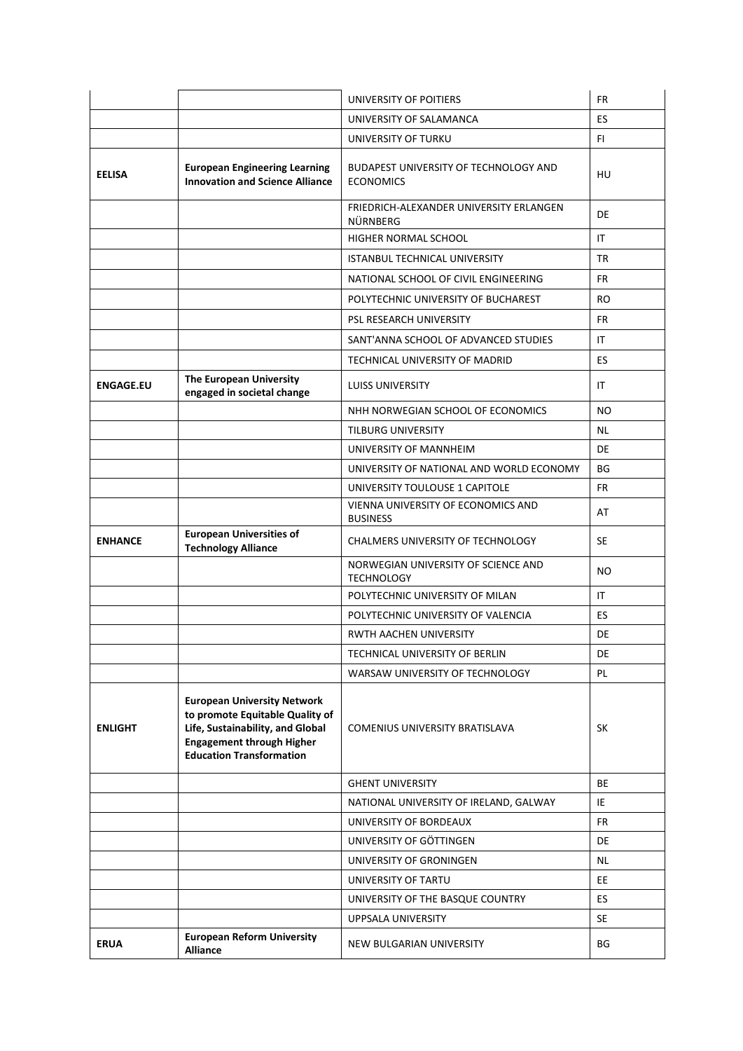| | | UNIVERSITY OF POITIERS | FR |
|---|---|---|---|
| | | UNIVERSITY OF SALAMANCA | ES |
| | | UNIVERSITY OF TURKU | FI |
| **EELISA** | **European Engineering Learning Innovation and Science Alliance** | BUDAPEST UNIVERSITY OF TECHNOLOGY AND ECONOMICS | HU |
| | | FRIEDRICH-ALEXANDER UNIVERSITY ERLANGEN NÜRNBERG | DE |
| | | HIGHER NORMAL SCHOOL | IT |
| | | ISTANBUL TECHNICAL UNIVERSITY | TR |
| | | NATIONAL SCHOOL OF CIVIL ENGINEERING | FR |
| | | POLYTECHNIC UNIVERSITY OF BUCHAREST | RO |
| | | PSL RESEARCH UNIVERSITY | FR |
| | | SANT'ANNA SCHOOL OF ADVANCED STUDIES | IT |
| | | TECHNICAL UNIVERSITY OF MADRID | ES |
| **ENGAGE.EU** | **The European University engaged in societal change** | LUISS UNIVERSITY | IT |
| | | NHH NORWEGIAN SCHOOL OF ECONOMICS | NO |
| | | TILBURG UNIVERSITY | NL |
| | | UNIVERSITY OF MANNHEIM | DE |
| | | UNIVERSITY OF NATIONAL AND WORLD ECONOMY | BG |
| | | UNIVERSITY TOULOUSE 1 CAPITOLE | FR |
| | | VIENNA UNIVERSITY OF ECONOMICS AND BUSINESS | AT |
| **ENHANCE** | **European Universities of Technology Alliance** | CHALMERS UNIVERSITY OF TECHNOLOGY | SE |
| | | NORWEGIAN UNIVERSITY OF SCIENCE AND TECHNOLOGY | NO |
| | | POLYTECHNIC UNIVERSITY OF MILAN | IT |
| | | POLYTECHNIC UNIVERSITY OF VALENCIA | ES |
| | | RWTH AACHEN UNIVERSITY | DE |
| | | TECHNICAL UNIVERSITY OF BERLIN | DE |
| | | WARSAW UNIVERSITY OF TECHNOLOGY | PL |
| **ENLIGHT** | **European University Network to promote Equitable Quality of Life, Sustainability, and Global Engagement through Higher Education Transformation** | COMENIUS UNIVERSITY BRATISLAVA | SK |
| | | GHENT UNIVERSITY | BE |
| | | NATIONAL UNIVERSITY OF IRELAND, GALWAY | IE |
| | | UNIVERSITY OF BORDEAUX | FR |
| | | UNIVERSITY OF GÖTTINGEN | DE |
| | | UNIVERSITY OF GRONINGEN | NL |
| | | UNIVERSITY OF TARTU | EE |
| | | UNIVERSITY OF THE BASQUE COUNTRY | ES |
| | | UPPSALA UNIVERSITY | SE |
| **ERUA** | **European Reform University Alliance** | NEW BULGARIAN UNIVERSITY | BG |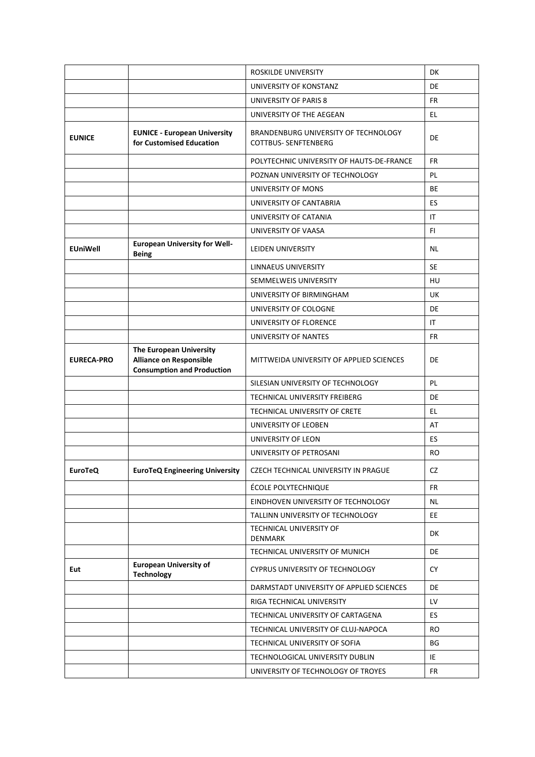| | | ROSKILDE UNIVERSITY | DK |
|---|---|---|---|
| | | UNIVERSITY OF KONSTANZ | DE |
| | | UNIVERSITY OF PARIS 8 | FR |
| | | UNIVERSITY OF THE AEGEAN | EL |
| **EUNICE** | **EUNICE - European University for Customised Education** | BRANDENBURG UNIVERSITY OF TECHNOLOGY COTTBUS- SENFTENBERG | DE |
| | | POLYTECHNIC UNIVERSITY OF HAUTS-DE-FRANCE | FR |
| | | POZNAN UNIVERSITY OF TECHNOLOGY | PL |
| | | UNIVERSITY OF MONS | BE |
| | | UNIVERSITY OF CANTABRIA | ES |
| | | UNIVERSITY OF CATANIA | IT |
| | | UNIVERSITY OF VAASA | FI |
| **EUniWell** | **European University for Well-Being** | LEIDEN UNIVERSITY | NL |
| | | LINNAEUS UNIVERSITY | SE |
| | | SEMMELWEIS UNIVERSITY | HU |
| | | UNIVERSITY OF BIRMINGHAM | UK |
| | | UNIVERSITY OF COLOGNE | DE |
| | | UNIVERSITY OF FLORENCE | IT |
| | | UNIVERSITY OF NANTES | FR |
| **EURECA-PRO** | **The European University Alliance on Responsible Consumption and Production** | MITTWEIDA UNIVERSITY OF APPLIED SCIENCES | DE |
| | | SILESIAN UNIVERSITY OF TECHNOLOGY | PL |
| | | TECHNICAL UNIVERSITY FREIBERG | DE |
| | | TECHNICAL UNIVERSITY OF CRETE | EL |
| | | UNIVERSITY OF LEOBEN | AT |
| | | UNIVERSITY OF LEON | ES |
| | | UNIVERSITY OF PETROSANI | RO |
| **EuroTeQ** | **EuroTeQ Engineering University** | CZECH TECHNICAL UNIVERSITY IN PRAGUE | CZ |
| | | ÉCOLE POLYTECHNIQUE | FR |
| | | EINDHOVEN UNIVERSITY OF TECHNOLOGY | NL |
| | | TALLINN UNIVERSITY OF TECHNOLOGY | EE |
| | | TECHNICAL UNIVERSITY OF DENMARK | DK |
| | | TECHNICAL UNIVERSITY OF MUNICH | DE |
| **Eut** | **European University of Technology** | CYPRUS UNIVERSITY OF TECHNOLOGY | CY |
| | | DARMSTADT UNIVERSITY OF APPLIED SCIENCES | DE |
| | | RIGA TECHNICAL UNIVERSITY | LV |
| | | TECHNICAL UNIVERSITY OF CARTAGENA | ES |
| | | TECHNICAL UNIVERSITY OF CLUJ-NAPOCA | RO |
| | | TECHNICAL UNIVERSITY OF SOFIA | BG |
| | | TECHNOLOGICAL UNIVERSITY DUBLIN | IE |
| | | UNIVERSITY OF TECHNOLOGY OF TROYES | FR |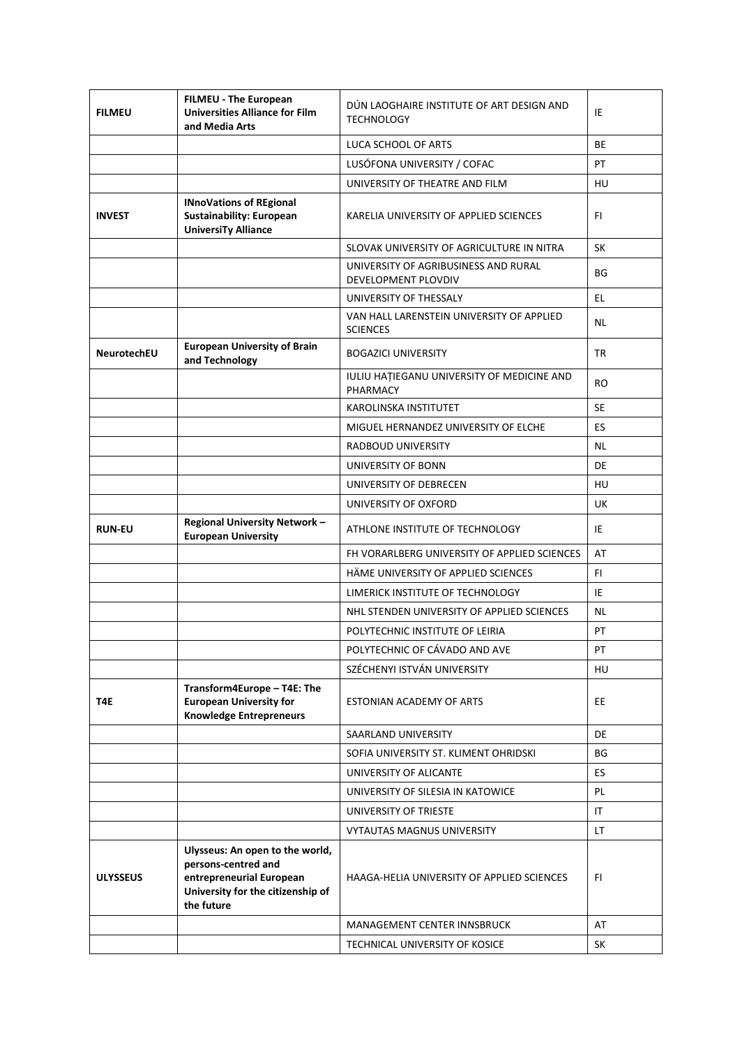| FILMEU | FILMEU - The European Universities Alliance for Film and Media Arts | DÚN LAOGHAIRE INSTITUTE OF ART DESIGN AND TECHNOLOGY | IE |
|---|---|---|---|
| | | LUCA SCHOOL OF ARTS | BE |
| | | LUSÓFONA UNIVERSITY / COFAC | PT |
| | | UNIVERSITY OF THEATRE AND FILM | HU |
| INVEST | INnoVations of REgional Sustainability: European UniversiTy Alliance | KARELIA UNIVERSITY OF APPLIED SCIENCES | FI |
| | | SLOVAK UNIVERSITY OF AGRICULTURE IN NITRA | SK |
| | | UNIVERSITY OF AGRIBUSINESS AND RURAL DEVELOPMENT PLOVDIV | BG |
| | | UNIVERSITY OF THESSALY | EL |
| | | VAN HALL LARENSTEIN UNIVERSITY OF APPLIED SCIENCES | NL |
| NeurotechEU | European University of Brain and Technology | BOGAZICI UNIVERSITY | TR |
| | | IULIU HAȚIEGANU UNIVERSITY OF MEDICINE AND PHARMACY | RO |
| | | KAROLINSKA INSTITUTET | SE |
| | | MIGUEL HERNANDEZ UNIVERSITY OF ELCHE | ES |
| | | RADBOUD UNIVERSITY | NL |
| | | UNIVERSITY OF BONN | DE |
| | | UNIVERSITY OF DEBRECEN | HU |
| | | UNIVERSITY OF OXFORD | UK |
| RUN-EU | Regional University Network – European University | ATHLONE INSTITUTE OF TECHNOLOGY | IE |
| | | FH VORARLBERG UNIVERSITY OF APPLIED SCIENCES | AT |
| | | HÄME UNIVERSITY OF APPLIED SCIENCES | FI |
| | | LIMERICK INSTITUTE OF TECHNOLOGY | IE |
| | | NHL STENDEN UNIVERSITY OF APPLIED SCIENCES | NL |
| | | POLYTECHNIC INSTITUTE OF LEIRIA | PT |
| | | POLYTECHNIC OF CÁVADO AND AVE | PT |
| | | SZÉCHENYI ISTVÁN UNIVERSITY | HU |
| T4E | Transform4Europe – T4E: The European University for Knowledge Entrepreneurs | ESTONIAN ACADEMY OF ARTS | EE |
| | | SAARLAND UNIVERSITY | DE |
| | | SOFIA UNIVERSITY ST. KLIMENT OHRIDSKI | BG |
| | | UNIVERSITY OF ALICANTE | ES |
| | | UNIVERSITY OF SILESIA IN KATOWICE | PL |
| | | UNIVERSITY OF TRIESTE | IT |
| | | VYTAUTAS MAGNUS UNIVERSITY | LT |
| ULYSSEUS | Ulysseus: An open to the world, persons-centred and entrepreneurial European University for the citizenship of the future | HAAGA-HELIA UNIVERSITY OF APPLIED SCIENCES | FI |
| | | MANAGEMENT CENTER INNSBRUCK | AT |
| | | TECHNICAL UNIVERSITY OF KOSICE | SK |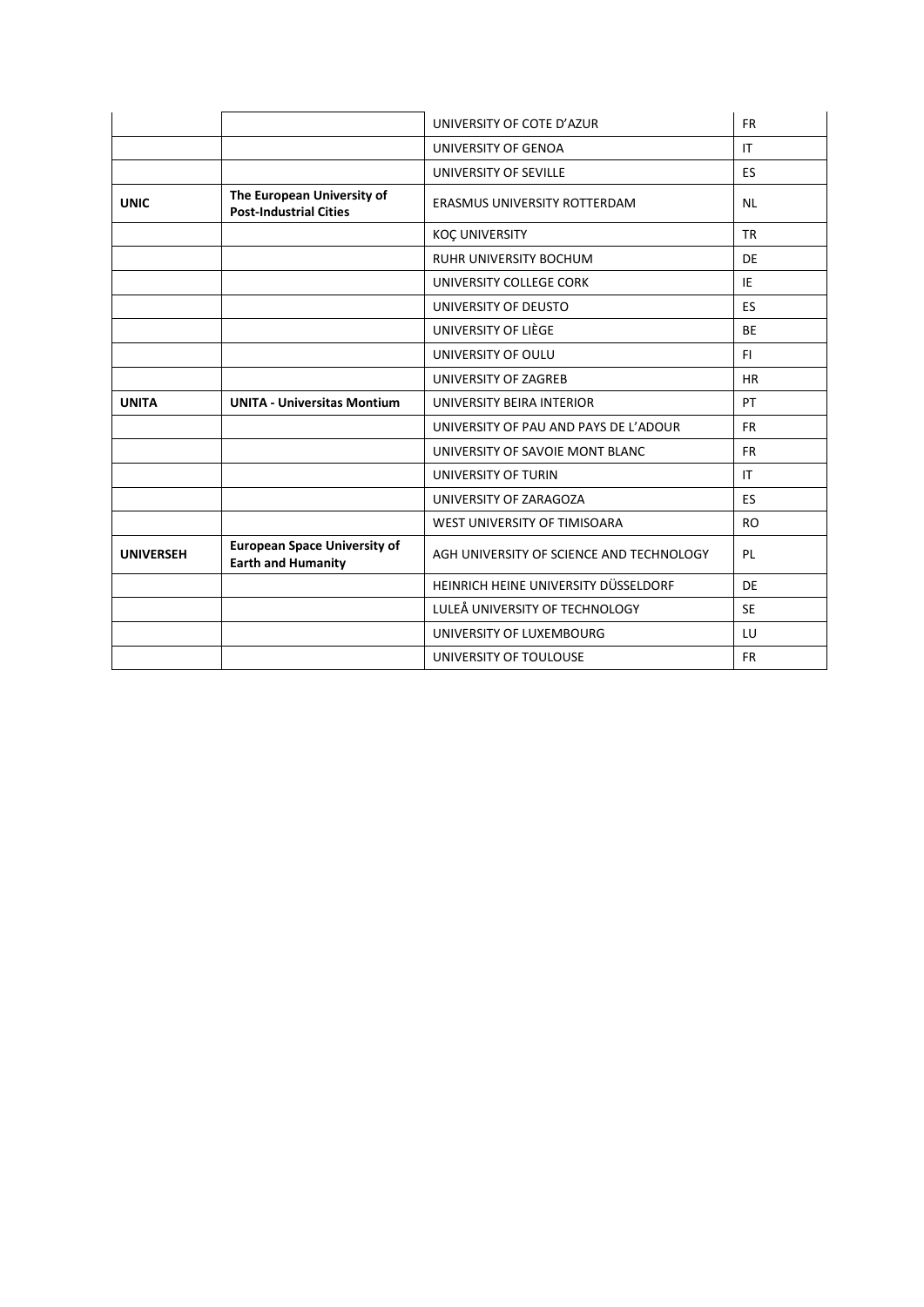| | | | |
|---|---|---|---|
| | | UNIVERSITY OF COTE D'AZUR | FR |
| | | UNIVERSITY OF GENOA | IT |
| | | UNIVERSITY OF SEVILLE | ES |
| **UNIC** | **The European University of Post-Industrial Cities** | ERASMUS UNIVERSITY ROTTERDAM | NL |
| | | KOÇ UNIVERSITY | TR |
| | | RUHR UNIVERSITY BOCHUM | DE |
| | | UNIVERSITY COLLEGE CORK | IE |
| | | UNIVERSITY OF DEUSTO | ES |
| | | UNIVERSITY OF LIÈGE | BE |
| | | UNIVERSITY OF OULU | FI |
| | | UNIVERSITY OF ZAGREB | HR |
| **UNITA** | **UNITA - Universitas Montium** | UNIVERSITY BEIRA INTERIOR | PT |
| | | UNIVERSITY OF PAU AND PAYS DE L'ADOUR | FR |
| | | UNIVERSITY OF SAVOIE MONT BLANC | FR |
| | | UNIVERSITY OF TURIN | IT |
| | | UNIVERSITY OF ZARAGOZA | ES |
| | | WEST UNIVERSITY OF TIMISOARA | RO |
| **UNIVERSEH** | **European Space University of Earth and Humanity** | AGH UNIVERSITY OF SCIENCE AND TECHNOLOGY | PL |
| | | HEINRICH HEINE UNIVERSITY DÜSSELDORF | DE |
| | | LULEÅ UNIVERSITY OF TECHNOLOGY | SE |
| | | UNIVERSITY OF LUXEMBOURG | LU |
| | | UNIVERSITY OF TOULOUSE | FR |